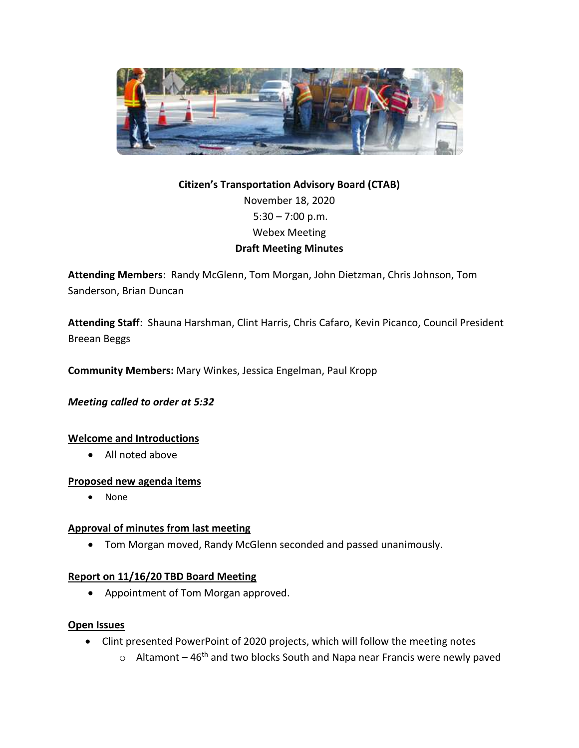**Citizen's Transportation Advisory Board (CTAB)**
November 18, 2020
5:30 – 7:00 p.m.
Webex Meeting
**Draft Meeting Minutes**

**Attending Members**: Randy McGlenn, Tom Morgan, John Dietzman, Chris Johnson, Tom Sanderson, Brian Duncan

**Attending Staff**: Shauna Harshman, Clint Harris, Chris Cafaro, Kevin Picanco, Council President Breean Beggs

**Community Members:** Mary Winkes, Jessica Engelman, Paul Kropp

***Meeting called to order at 5:32***

**Welcome and Introductions**

- All noted above

**Proposed new agenda items**

- None

**Approval of minutes from last meeting**

- Tom Morgan moved, Randy McGlenn seconded and passed unanimously.

**Report on 11/16/20 TBD Board Meeting**

- Appointment of Tom Morgan approved.

**Open Issues**

- Clint presented PowerPoint of 2020 projects, which will follow the meeting notes
  - Altamont – 46th and two blocks South and Napa near Francis were newly paved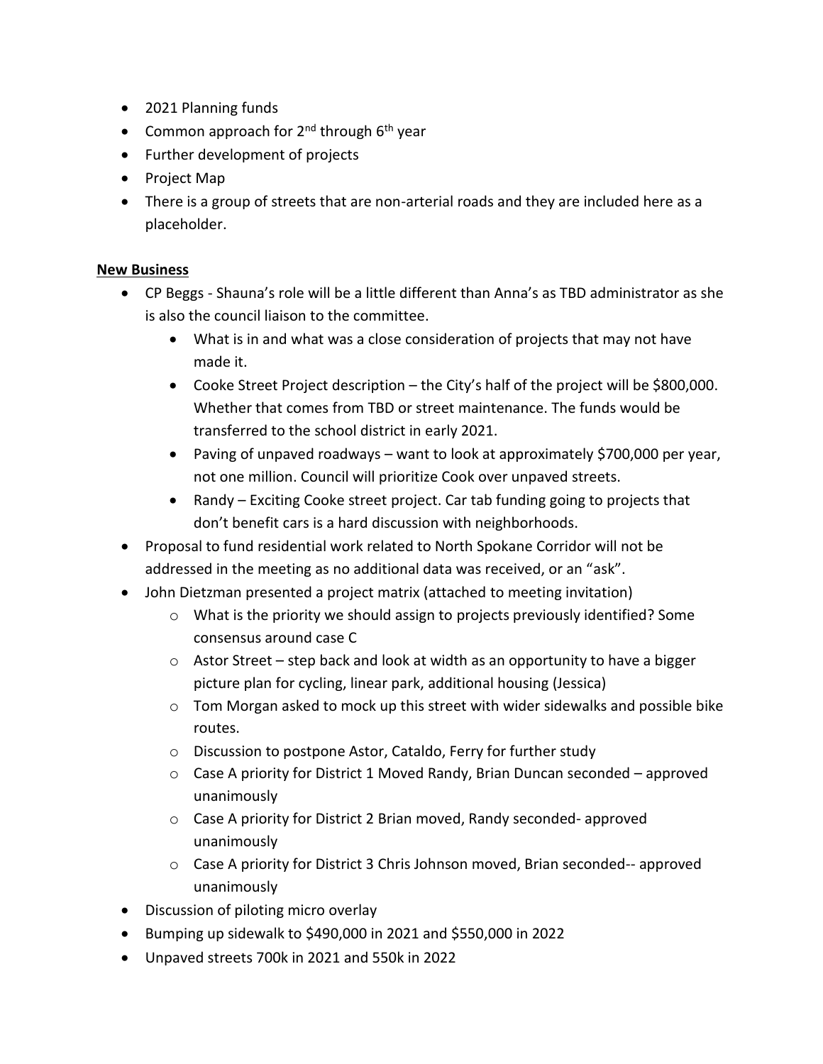- 2021 Planning funds
- Common approach for $2^{nd}$ through $6^{th}$ year
- Further development of projects
- Project Map
- There is a group of streets that are non-arterial roads and they are included here as a placeholder.

**New Business**

- CP Beggs - Shauna's role will be a little different than Anna's as TBD administrator as she is also the council liaison to the committee.
    - What is in and what was a close consideration of projects that may not have made it.
    - Cooke Street Project description – the City's half of the project will be $800,000. Whether that comes from TBD or street maintenance. The funds would be transferred to the school district in early 2021.
    - Paving of unpaved roadways – want to look at approximately $700,000 per year, not one million. Council will prioritize Cook over unpaved streets.
    - Randy – Exciting Cooke street project. Car tab funding going to projects that don't benefit cars is a hard discussion with neighborhoods.
- Proposal to fund residential work related to North Spokane Corridor will not be addressed in the meeting as no additional data was received, or an "ask".
- John Dietzman presented a project matrix (attached to meeting invitation)
    - What is the priority we should assign to projects previously identified? Some consensus around case C
    - Astor Street – step back and look at width as an opportunity to have a bigger picture plan for cycling, linear park, additional housing (Jessica)
    - Tom Morgan asked to mock up this street with wider sidewalks and possible bike routes.
    - Discussion to postpone Astor, Cataldo, Ferry for further study
    - Case A priority for District 1 Moved Randy, Brian Duncan seconded – approved unanimously
    - Case A priority for District 2 Brian moved, Randy seconded- approved unanimously
    - Case A priority for District 3 Chris Johnson moved, Brian seconded-- approved unanimously
- Discussion of piloting micro overlay
- Bumping up sidewalk to $490,000 in 2021 and $550,000 in 2022
- Unpaved streets 700k in 2021 and 550k in 2022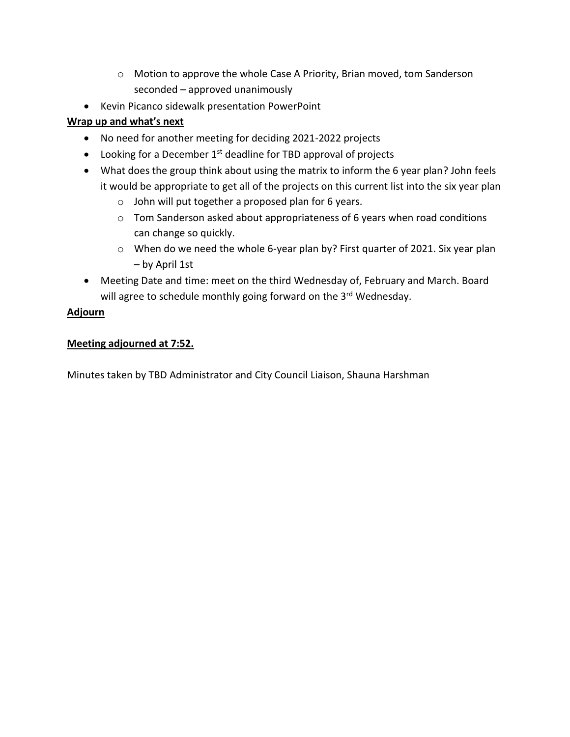- Motion to approve the whole Case A Priority, Brian moved, tom Sanderson seconded – approved unanimously
- Kevin Picanco sidewalk presentation PowerPoint

**Wrap up and what's next**

- No need for another meeting for deciding 2021-2022 projects
- Looking for a December 1st deadline for TBD approval of projects
- What does the group think about using the matrix to inform the 6 year plan? John feels it would be appropriate to get all of the projects on this current list into the six year plan
    - John will put together a proposed plan for 6 years.
    - Tom Sanderson asked about appropriateness of 6 years when road conditions can change so quickly.
    - When do we need the whole 6-year plan by? First quarter of 2021. Six year plan – by April 1st
- Meeting Date and time: meet on the third Wednesday of, February and March. Board will agree to schedule monthly going forward on the 3rd Wednesday.

**Adjourn**

**Meeting adjourned at 7:52.**

Minutes taken by TBD Administrator and City Council Liaison, Shauna Harshman